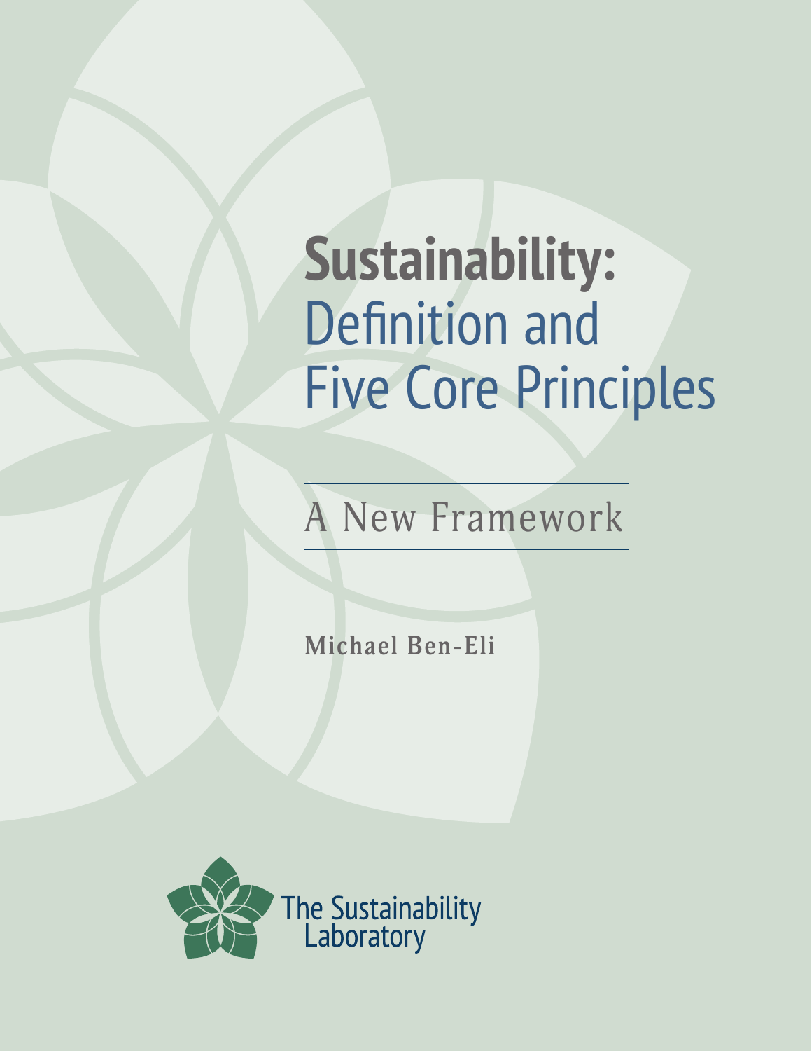# Sustainability: Definition and Five Core Principles

## A New Framework

Michael Ben-Eli

The Sustainability Laboratory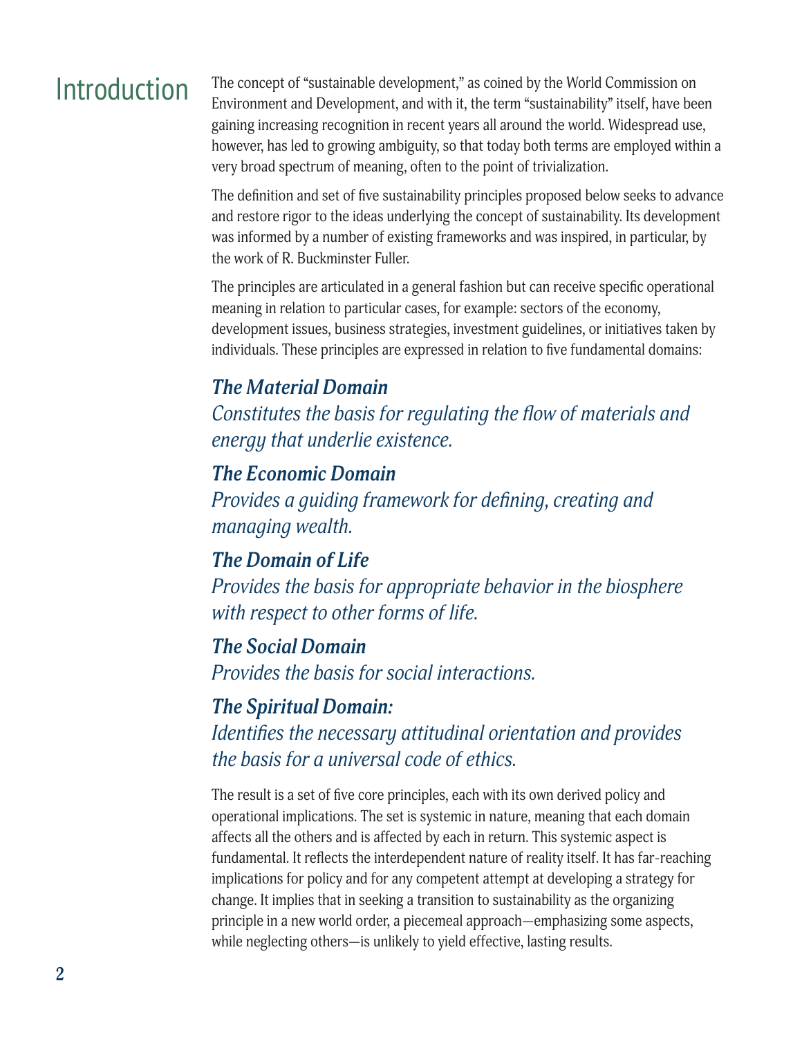# Introduction

The concept of "sustainable development," as coined by the World Commission on Environment and Development, and with it, the term "sustainability" itself, have been gaining increasing recognition in recent years all around the world. Widespread use, however, has led to growing ambiguity, so that today both terms are employed within a very broad spectrum of meaning, often to the point of trivialization.

The definition and set of five sustainability principles proposed below seeks to advance and restore rigor to the ideas underlying the concept of sustainability. Its development was informed by a number of existing frameworks and was inspired, in particular, by the work of R. Buckminster Fuller.

The principles are articulated in a general fashion but can receive specific operational meaning in relation to particular cases, for example: sectors of the economy, development issues, business strategies, investment guidelines, or initiatives taken by individuals. These principles are expressed in relation to five fundamental domains:

***The Material Domain***
*Constitutes the basis for regulating the flow of materials and energy that underlie existence.*

***The Economic Domain***
*Provides a guiding framework for defining, creating and managing wealth.*

***The Domain of Life***
*Provides the basis for appropriate behavior in the biosphere with respect to other forms of life.*

***The Social Domain***
*Provides the basis for social interactions.*

***The Spiritual Domain:***
*Identifies the necessary attitudinal orientation and provides the basis for a universal code of ethics.*

The result is a set of five core principles, each with its own derived policy and operational implications. The set is systemic in nature, meaning that each domain affects all the others and is affected by each in return. This systemic aspect is fundamental. It reflects the interdependent nature of reality itself. It has far-reaching implications for policy and for any competent attempt at developing a strategy for change. It implies that in seeking a transition to sustainability as the organizing principle in a new world order, a piecemeal approach—emphasizing some aspects, while neglecting others—is unlikely to yield effective, lasting results.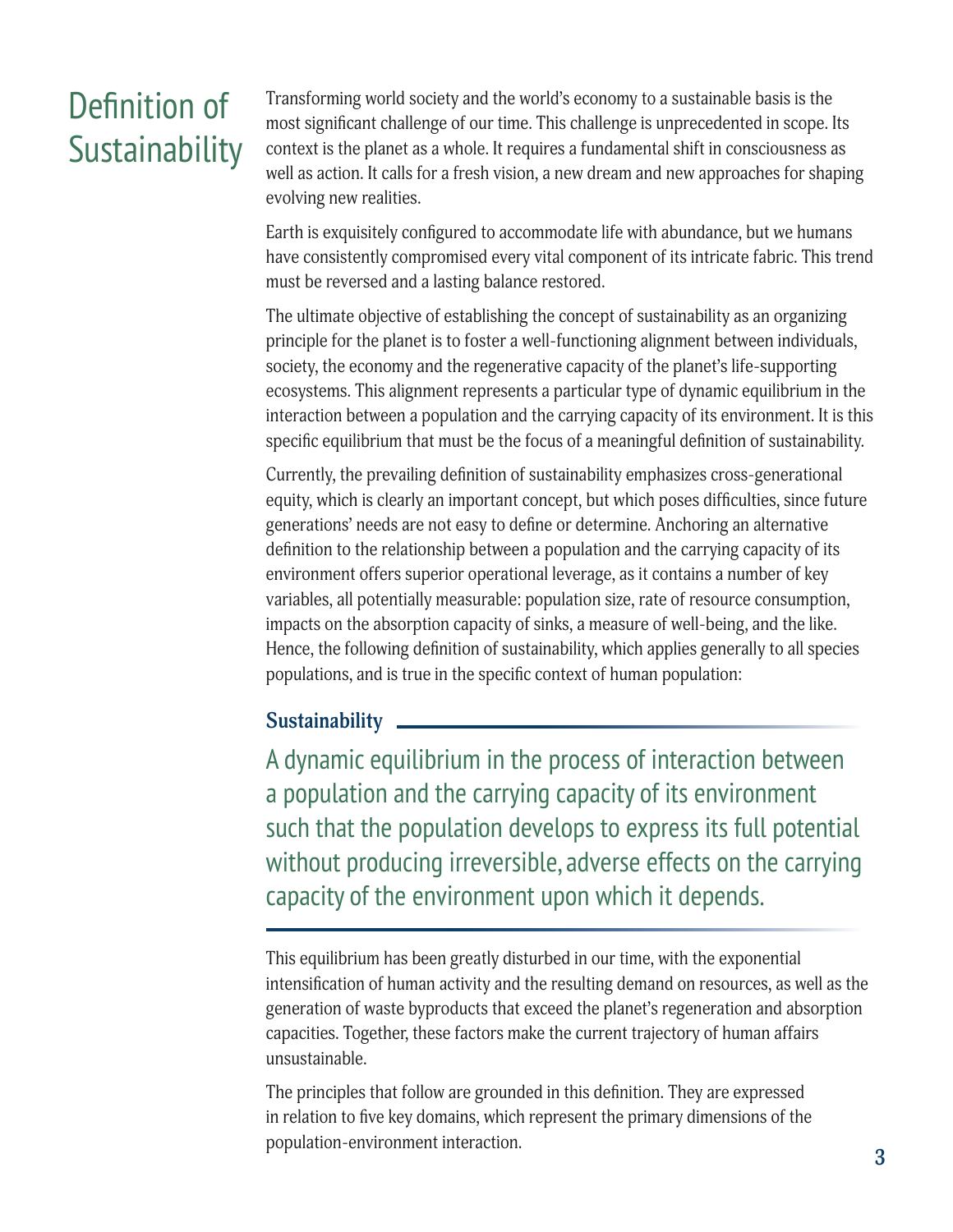# Definition of Sustainability

Transforming world society and the world's economy to a sustainable basis is the most significant challenge of our time. This challenge is unprecedented in scope. Its context is the planet as a whole. It requires a fundamental shift in consciousness as well as action. It calls for a fresh vision, a new dream and new approaches for shaping evolving new realities.

Earth is exquisitely configured to accommodate life with abundance, but we humans have consistently compromised every vital component of its intricate fabric. This trend must be reversed and a lasting balance restored.

The ultimate objective of establishing the concept of sustainability as an organizing principle for the planet is to foster a well-functioning alignment between individuals, society, the economy and the regenerative capacity of the planet's life-supporting ecosystems. This alignment represents a particular type of dynamic equilibrium in the interaction between a population and the carrying capacity of its environment. It is this specific equilibrium that must be the focus of a meaningful definition of sustainability.

Currently, the prevailing definition of sustainability emphasizes cross-generational equity, which is clearly an important concept, but which poses difficulties, since future generations' needs are not easy to define or determine. Anchoring an alternative definition to the relationship between a population and the carrying capacity of its environment offers superior operational leverage, as it contains a number of key variables, all potentially measurable: population size, rate of resource consumption, impacts on the absorption capacity of sinks, a measure of well-being, and the like. Hence, the following definition of sustainability, which applies generally to all species populations, and is true in the specific context of human population:

**Sustainability**

A dynamic equilibrium in the process of interaction between a population and the carrying capacity of its environment such that the population develops to express its full potential without producing irreversible, adverse effects on the carrying capacity of the environment upon which it depends.

This equilibrium has been greatly disturbed in our time, with the exponential intensification of human activity and the resulting demand on resources, as well as the generation of waste byproducts that exceed the planet's regeneration and absorption capacities. Together, these factors make the current trajectory of human affairs unsustainable.

The principles that follow are grounded in this definition. They are expressed in relation to five key domains, which represent the primary dimensions of the population-environment interaction.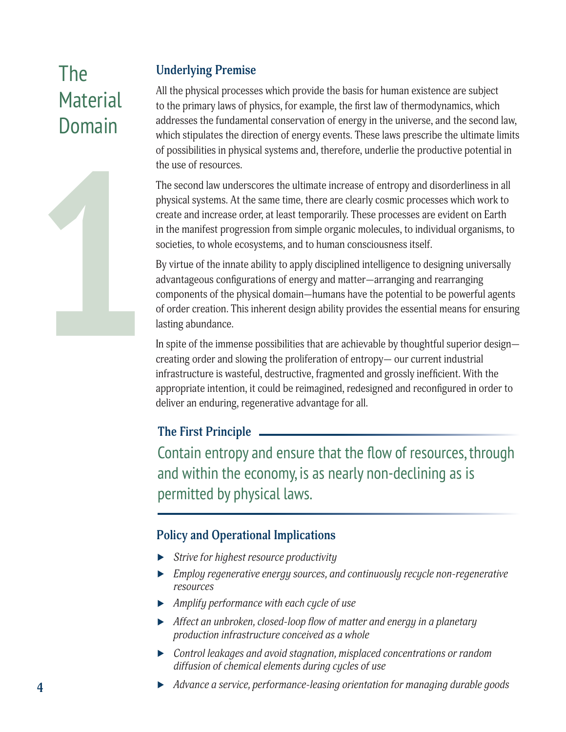# The Material Domain

1

## Underlying Premise

All the physical processes which provide the basis for human existence are subject to the primary laws of physics, for example, the first law of thermodynamics, which addresses the fundamental conservation of energy in the universe, and the second law, which stipulates the direction of energy events. These laws prescribe the ultimate limits of possibilities in physical systems and, therefore, underlie the productive potential in the use of resources.

The second law underscores the ultimate increase of entropy and disorderliness in all physical systems. At the same time, there are clearly cosmic processes which work to create and increase order, at least temporarily. These processes are evident on Earth in the manifest progression from simple organic molecules, to individual organisms, to societies, to whole ecosystems, and to human consciousness itself.

By virtue of the innate ability to apply disciplined intelligence to designing universally advantageous configurations of energy and matter—arranging and rearranging components of the physical domain—humans have the potential to be powerful agents of order creation. This inherent design ability provides the essential means for ensuring lasting abundance.

In spite of the immense possibilities that are achievable by thoughtful superior design—creating order and slowing the proliferation of entropy— our current industrial infrastructure is wasteful, destructive, fragmented and grossly inefficient. With the appropriate intention, it could be reimagined, redesigned and reconfigured in order to deliver an enduring, regenerative advantage for all.

## The First Principle

Contain entropy and ensure that the flow of resources, through and within the economy, is as nearly non-declining as is permitted by physical laws.

## Policy and Operational Implications

- *Strive for highest resource productivity*
- *Employ regenerative energy sources, and continuously recycle non-regenerative resources*
- *Amplify performance with each cycle of use*
- *Affect an unbroken, closed-loop flow of matter and energy in a planetary production infrastructure conceived as a whole*
- *Control leakages and avoid stagnation, misplaced concentrations or random diffusion of chemical elements during cycles of use*
- *Advance a service, performance-leasing orientation for managing durable goods*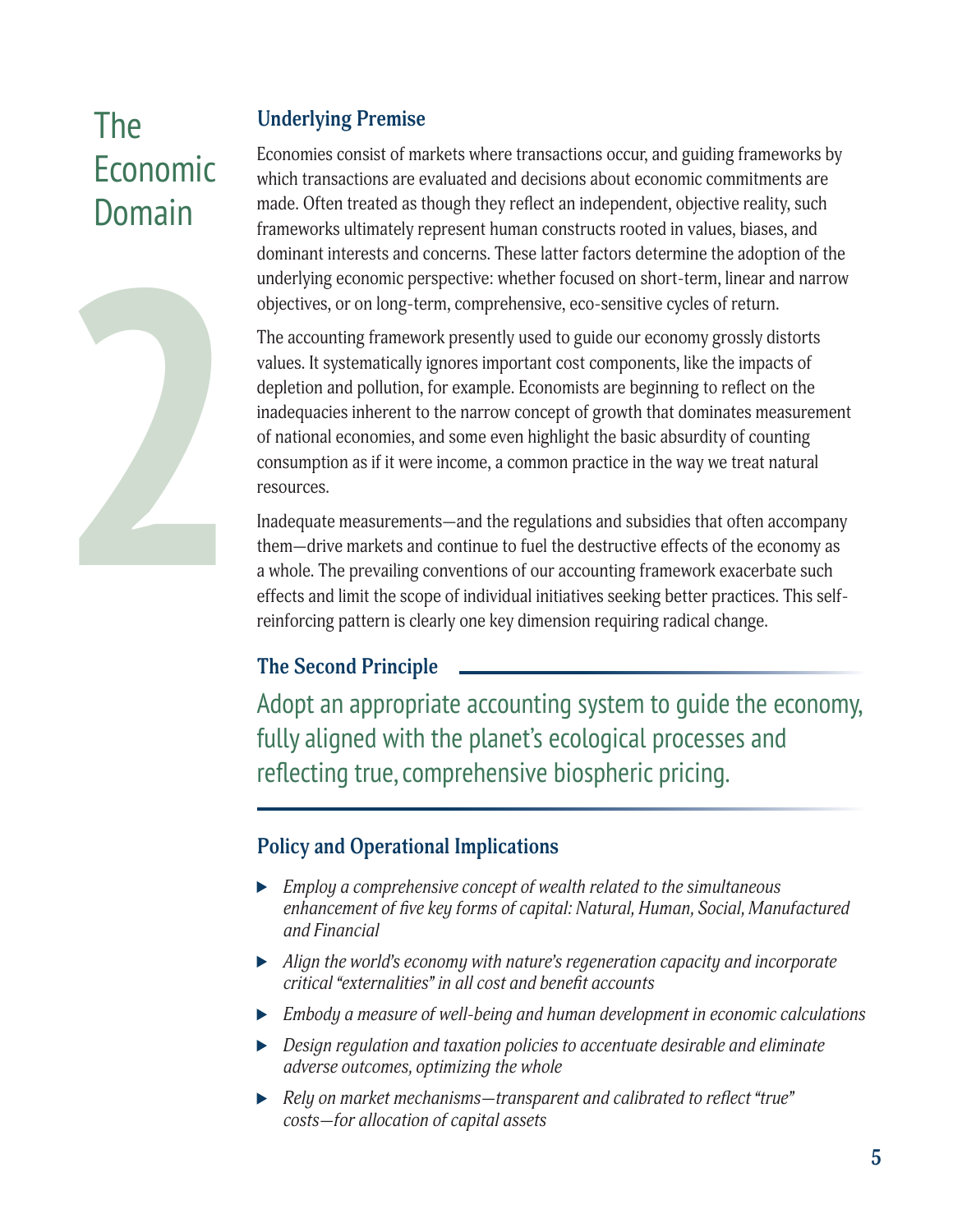# The Economic Domain

# 2

## Underlying Premise

Economies consist of markets where transactions occur, and guiding frameworks by which transactions are evaluated and decisions about economic commitments are made. Often treated as though they reflect an independent, objective reality, such frameworks ultimately represent human constructs rooted in values, biases, and dominant interests and concerns. These latter factors determine the adoption of the underlying economic perspective: whether focused on short-term, linear and narrow objectives, or on long-term, comprehensive, eco-sensitive cycles of return.

The accounting framework presently used to guide our economy grossly distorts values. It systematically ignores important cost components, like the impacts of depletion and pollution, for example. Economists are beginning to reflect on the inadequacies inherent to the narrow concept of growth that dominates measurement of national economies, and some even highlight the basic absurdity of counting consumption as if it were income, a common practice in the way we treat natural resources.

Inadequate measurements—and the regulations and subsidies that often accompany them—drive markets and continue to fuel the destructive effects of the economy as a whole. The prevailing conventions of our accounting framework exacerbate such effects and limit the scope of individual initiatives seeking better practices. This self-reinforcing pattern is clearly one key dimension requiring radical change.

## The Second Principle

Adopt an appropriate accounting system to guide the economy, fully aligned with the planet's ecological processes and reflecting true, comprehensive biospheric pricing.

## Policy and Operational Implications

- *Employ a comprehensive concept of wealth related to the simultaneous enhancement of five key forms of capital: Natural, Human, Social, Manufactured and Financial*
- *Align the world's economy with nature's regeneration capacity and incorporate critical "externalities" in all cost and benefit accounts*
- *Embody a measure of well-being and human development in economic calculations*
- *Design regulation and taxation policies to accentuate desirable and eliminate adverse outcomes, optimizing the whole*
- *Rely on market mechanisms—transparent and calibrated to reflect "true" costs—for allocation of capital assets*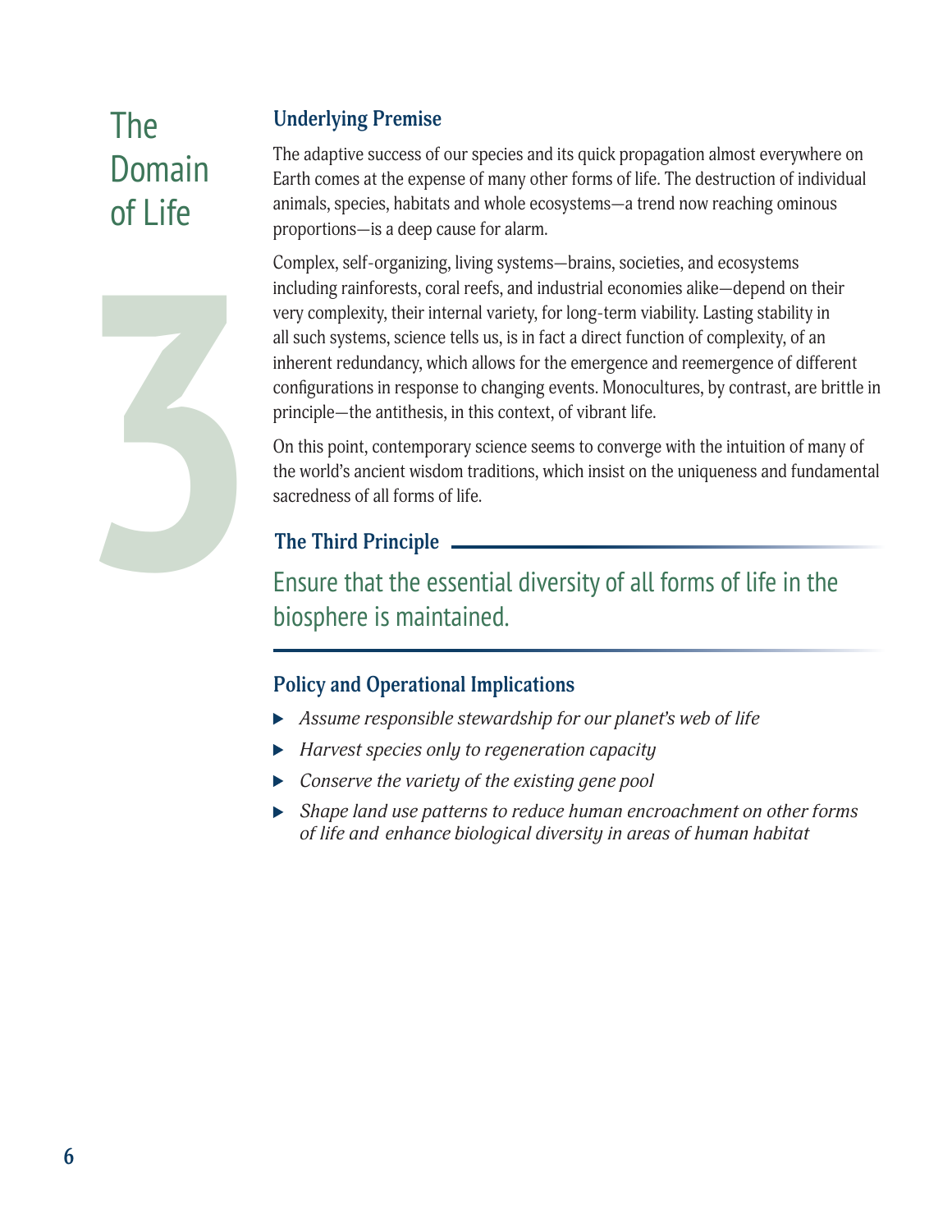# The Domain of Life

3

## Underlying Premise

The adaptive success of our species and its quick propagation almost everywhere on Earth comes at the expense of many other forms of life. The destruction of individual animals, species, habitats and whole ecosystems—a trend now reaching ominous proportions—is a deep cause for alarm.

Complex, self-organizing, living systems—brains, societies, and ecosystems including rainforests, coral reefs, and industrial economies alike—depend on their very complexity, their internal variety, for long-term viability. Lasting stability in all such systems, science tells us, is in fact a direct function of complexity, of an inherent redundancy, which allows for the emergence and reemergence of different configurations in response to changing events. Monocultures, by contrast, are brittle in principle—the antithesis, in this context, of vibrant life.

On this point, contemporary science seems to converge with the intuition of many of the world's ancient wisdom traditions, which insist on the uniqueness and fundamental sacredness of all forms of life.

## The Third Principle

Ensure that the essential diversity of all forms of life in the biosphere is maintained.

## Policy and Operational Implications

- *Assume responsible stewardship for our planet's web of life*
- *Harvest species only to regeneration capacity*
- *Conserve the variety of the existing gene pool*
- *Shape land use patterns to reduce human encroachment on other forms of life and enhance biological diversity in areas of human habitat*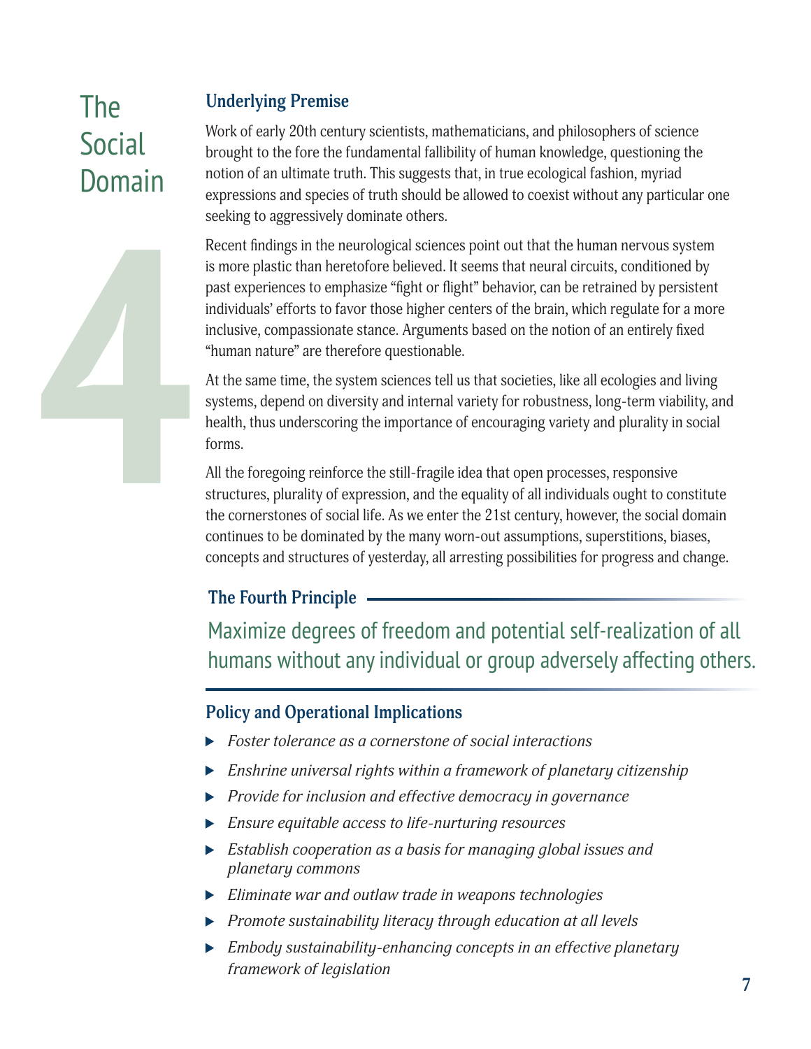# The Social Domain

# 4

## Underlying Premise

Work of early 20th century scientists, mathematicians, and philosophers of science brought to the fore the fundamental fallibility of human knowledge, questioning the notion of an ultimate truth. This suggests that, in true ecological fashion, myriad expressions and species of truth should be allowed to coexist without any particular one seeking to aggressively dominate others.

Recent findings in the neurological sciences point out that the human nervous system is more plastic than heretofore believed. It seems that neural circuits, conditioned by past experiences to emphasize "fight or flight" behavior, can be retrained by persistent individuals' efforts to favor those higher centers of the brain, which regulate for a more inclusive, compassionate stance. Arguments based on the notion of an entirely fixed "human nature" are therefore questionable.

At the same time, the system sciences tell us that societies, like all ecologies and living systems, depend on diversity and internal variety for robustness, long-term viability, and health, thus underscoring the importance of encouraging variety and plurality in social forms.

All the foregoing reinforce the still-fragile idea that open processes, responsive structures, plurality of expression, and the equality of all individuals ought to constitute the cornerstones of social life. As we enter the 21st century, however, the social domain continues to be dominated by the many worn-out assumptions, superstitions, biases, concepts and structures of yesterday, all arresting possibilities for progress and change.

## The Fourth Principle

Maximize degrees of freedom and potential self-realization of all humans without any individual or group adversely affecting others.

## Policy and Operational Implications

- *Foster tolerance as a cornerstone of social interactions*
- *Enshrine universal rights within a framework of planetary citizenship*
- *Provide for inclusion and effective democracy in governance*
- *Ensure equitable access to life-nurturing resources*
- *Establish cooperation as a basis for managing global issues and planetary commons*
- *Eliminate war and outlaw trade in weapons technologies*
- *Promote sustainability literacy through education at all levels*
- *Embody sustainability-enhancing concepts in an effective planetary framework of legislation*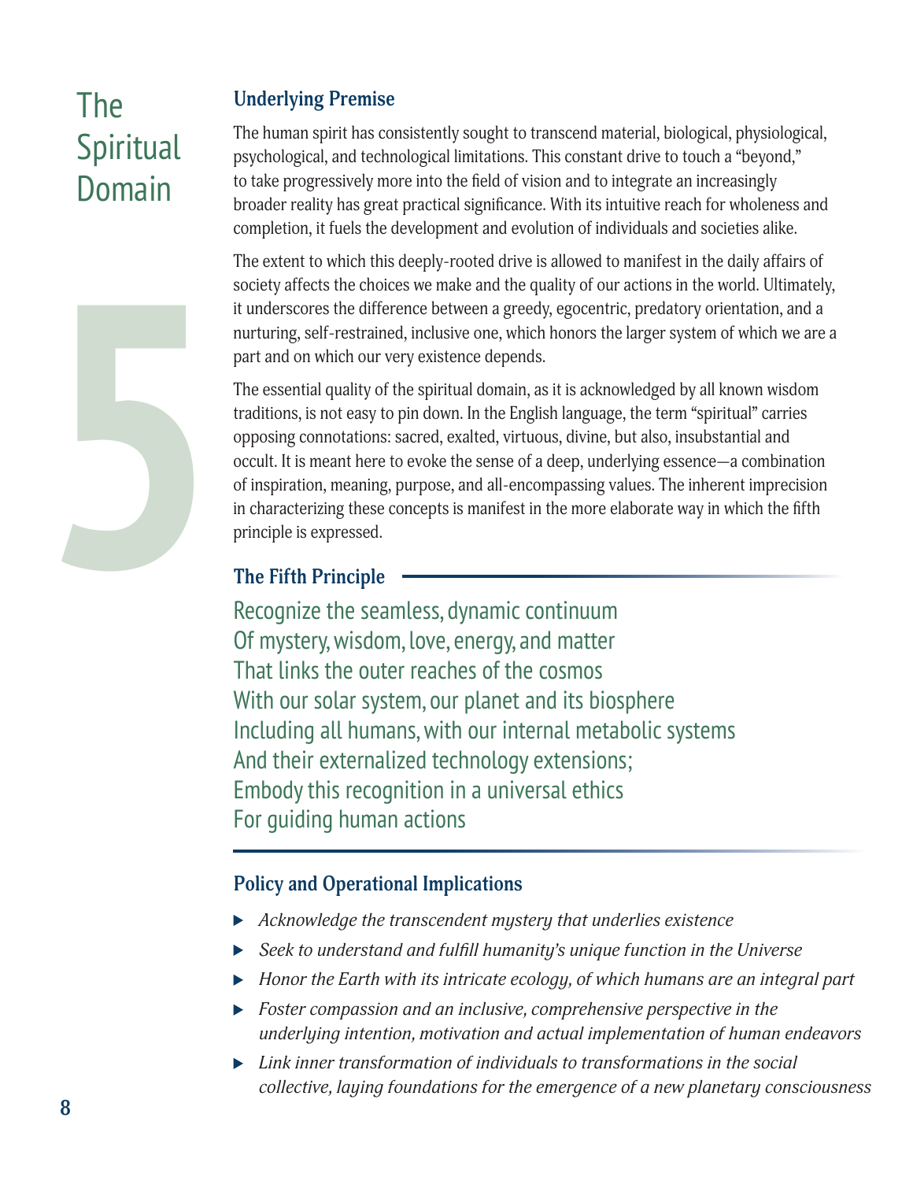# The Spiritual Domain

5

## Underlying Premise

The human spirit has consistently sought to transcend material, biological, physiological, psychological, and technological limitations. This constant drive to touch a "beyond," to take progressively more into the field of vision and to integrate an increasingly broader reality has great practical significance. With its intuitive reach for wholeness and completion, it fuels the development and evolution of individuals and societies alike.

The extent to which this deeply-rooted drive is allowed to manifest in the daily affairs of society affects the choices we make and the quality of our actions in the world. Ultimately, it underscores the difference between a greedy, egocentric, predatory orientation, and a nurturing, self-restrained, inclusive one, which honors the larger system of which we are a part and on which our very existence depends.

The essential quality of the spiritual domain, as it is acknowledged by all known wisdom traditions, is not easy to pin down. In the English language, the term "spiritual" carries opposing connotations: sacred, exalted, virtuous, divine, but also, insubstantial and occult. It is meant here to evoke the sense of a deep, underlying essence—a combination of inspiration, meaning, purpose, and all-encompassing values. The inherent imprecision in characterizing these concepts is manifest in the more elaborate way in which the fifth principle is expressed.

## The Fifth Principle

Recognize the seamless, dynamic continuum
Of mystery, wisdom, love, energy, and matter
That links the outer reaches of the cosmos
With our solar system, our planet and its biosphere
Including all humans, with our internal metabolic systems
And their externalized technology extensions;
Embody this recognition in a universal ethics
For guiding human actions

## Policy and Operational Implications

- *Acknowledge the transcendent mystery that underlies existence*
- *Seek to understand and fulfill humanity's unique function in the Universe*
- *Honor the Earth with its intricate ecology, of which humans are an integral part*
- *Foster compassion and an inclusive, comprehensive perspective in the underlying intention, motivation and actual implementation of human endeavors*
- *Link inner transformation of individuals to transformations in the social collective, laying foundations for the emergence of a new planetary consciousness*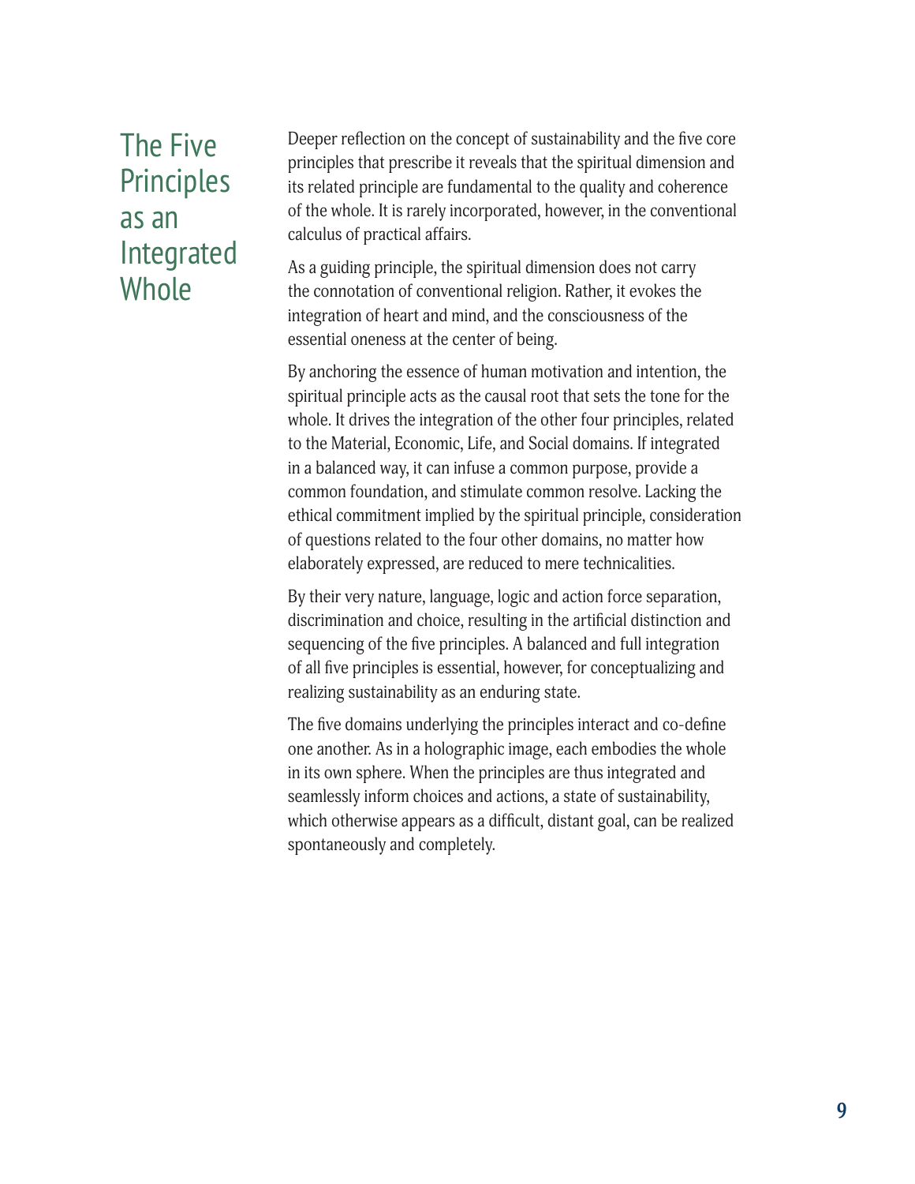## The Five Principles as an Integrated Whole

Deeper reflection on the concept of sustainability and the five core principles that prescribe it reveals that the spiritual dimension and its related principle are fundamental to the quality and coherence of the whole. It is rarely incorporated, however, in the conventional calculus of practical affairs.

As a guiding principle, the spiritual dimension does not carry the connotation of conventional religion. Rather, it evokes the integration of heart and mind, and the consciousness of the essential oneness at the center of being.

By anchoring the essence of human motivation and intention, the spiritual principle acts as the causal root that sets the tone for the whole. It drives the integration of the other four principles, related to the Material, Economic, Life, and Social domains. If integrated in a balanced way, it can infuse a common purpose, provide a common foundation, and stimulate common resolve. Lacking the ethical commitment implied by the spiritual principle, consideration of questions related to the four other domains, no matter how elaborately expressed, are reduced to mere technicalities.

By their very nature, language, logic and action force separation, discrimination and choice, resulting in the artificial distinction and sequencing of the five principles. A balanced and full integration of all five principles is essential, however, for conceptualizing and realizing sustainability as an enduring state.

The five domains underlying the principles interact and co-define one another. As in a holographic image, each embodies the whole in its own sphere. When the principles are thus integrated and seamlessly inform choices and actions, a state of sustainability, which otherwise appears as a difficult, distant goal, can be realized spontaneously and completely.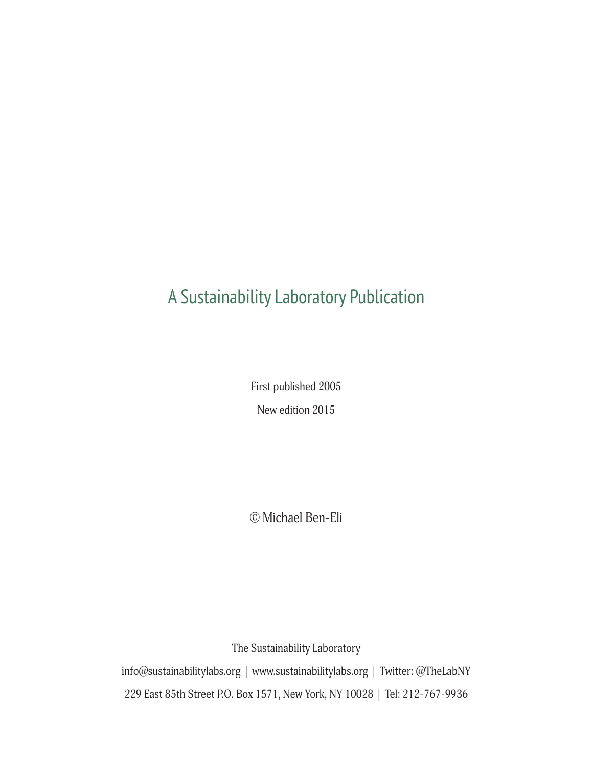A Sustainability Laboratory Publication

First published 2005

New edition 2015

© Michael Ben-Eli

The Sustainability Laboratory

info@sustainabilitylabs.org | www.sustainabilitylabs.org | Twitter: @TheLabNY

229 East 85th Street P.O. Box 1571, New York, NY 10028 | Tel: 212-767-9936